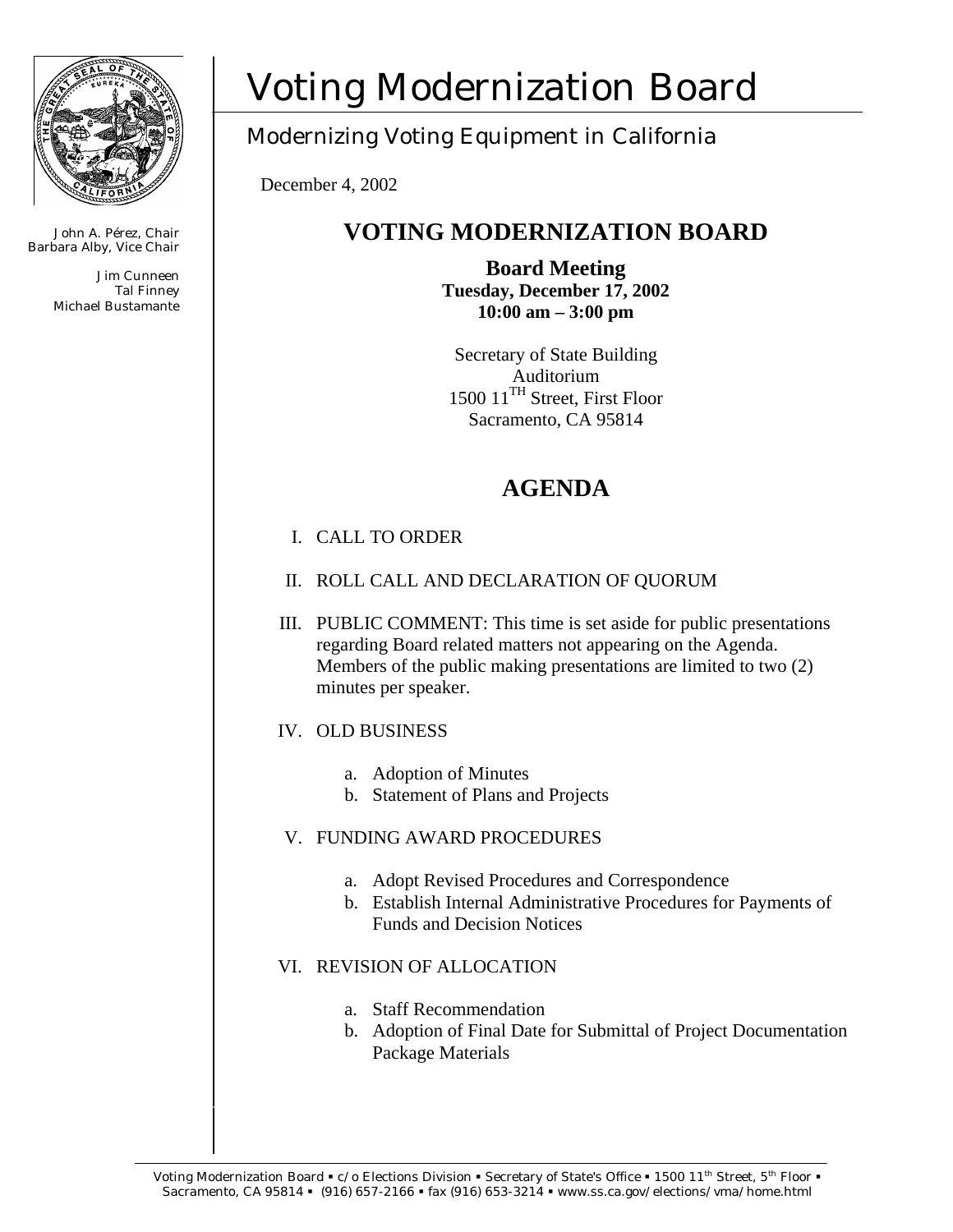# Voting Modernization Board

## Modernizing Voting Equipment in California

John A. Pérez, Chair
Barbara Alby, Vice Chair

Jim Cunneen
Tal Finney
Michael Bustamante

December 4, 2002

## VOTING MODERNIZATION BOARD

**Board Meeting**
**Tuesday, December 17, 2002**
**10:00 am – 3:00 pm**

Secretary of State Building
Auditorium
1500 11TH Street, First Floor
Sacramento, CA 95814

## AGENDA

I. CALL TO ORDER

II. ROLL CALL AND DECLARATION OF QUORUM

III. PUBLIC COMMENT: This time is set aside for public presentations regarding Board related matters not appearing on the Agenda. Members of the public making presentations are limited to two (2) minutes per speaker.

IV. OLD BUSINESS

   a. Adoption of Minutes
   b. Statement of Plans and Projects

V. FUNDING AWARD PROCEDURES

   a. Adopt Revised Procedures and Correspondence
   b. Establish Internal Administrative Procedures for Payments of Funds and Decision Notices

VI. REVISION OF ALLOCATION

   a. Staff Recommendation
   b. Adoption of Final Date for Submittal of Project Documentation Package Materials

Voting Modernization Board ▪ c/o Elections Division ▪ Secretary of State's Office ▪ 1500 11th Street, 5th Floor ▪ Sacramento, CA 95814 ▪ (916) 657-2166 ▪ fax (916) 653-3214 ▪ www.ss.ca.gov/elections/vma/home.html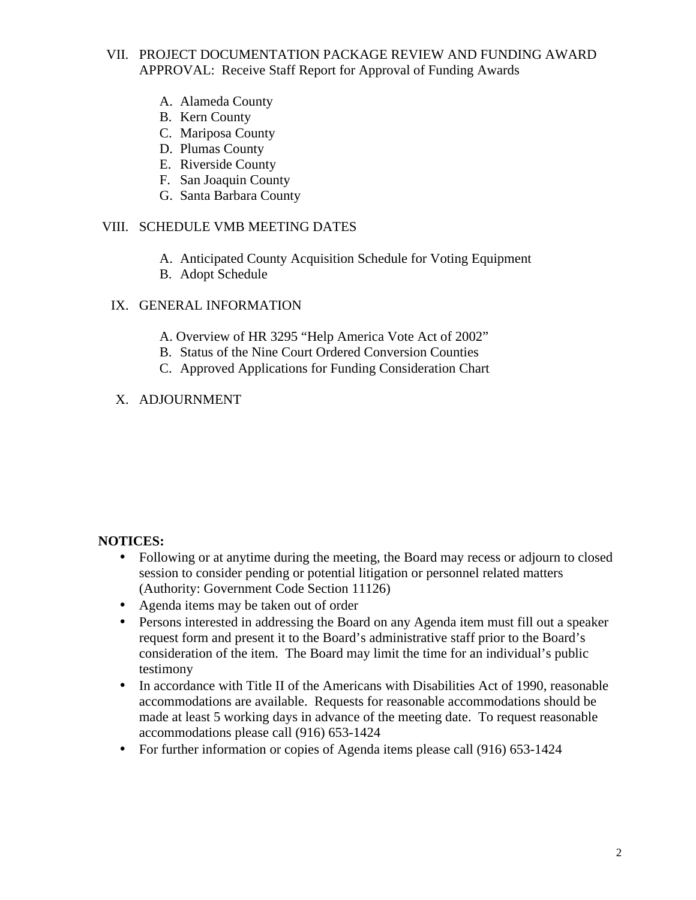VII. PROJECT DOCUMENTATION PACKAGE REVIEW AND FUNDING AWARD APPROVAL: Receive Staff Report for Approval of Funding Awards

A. Alameda County
B. Kern County
C. Mariposa County
D. Plumas County
E. Riverside County
F. San Joaquin County
G. Santa Barbara County

VIII. SCHEDULE VMB MEETING DATES

A. Anticipated County Acquisition Schedule for Voting Equipment
B. Adopt Schedule

IX. GENERAL INFORMATION

A. Overview of HR 3295 "Help America Vote Act of 2002"
B. Status of the Nine Court Ordered Conversion Counties
C. Approved Applications for Funding Consideration Chart

X. ADJOURNMENT

**NOTICES:**

- Following or at anytime during the meeting, the Board may recess or adjourn to closed session to consider pending or potential litigation or personnel related matters (Authority: Government Code Section 11126)
- Agenda items may be taken out of order
- Persons interested in addressing the Board on any Agenda item must fill out a speaker request form and present it to the Board's administrative staff prior to the Board's consideration of the item. The Board may limit the time for an individual's public testimony
- In accordance with Title II of the Americans with Disabilities Act of 1990, reasonable accommodations are available. Requests for reasonable accommodations should be made at least 5 working days in advance of the meeting date. To request reasonable accommodations please call (916) 653-1424
- For further information or copies of Agenda items please call (916) 653-1424